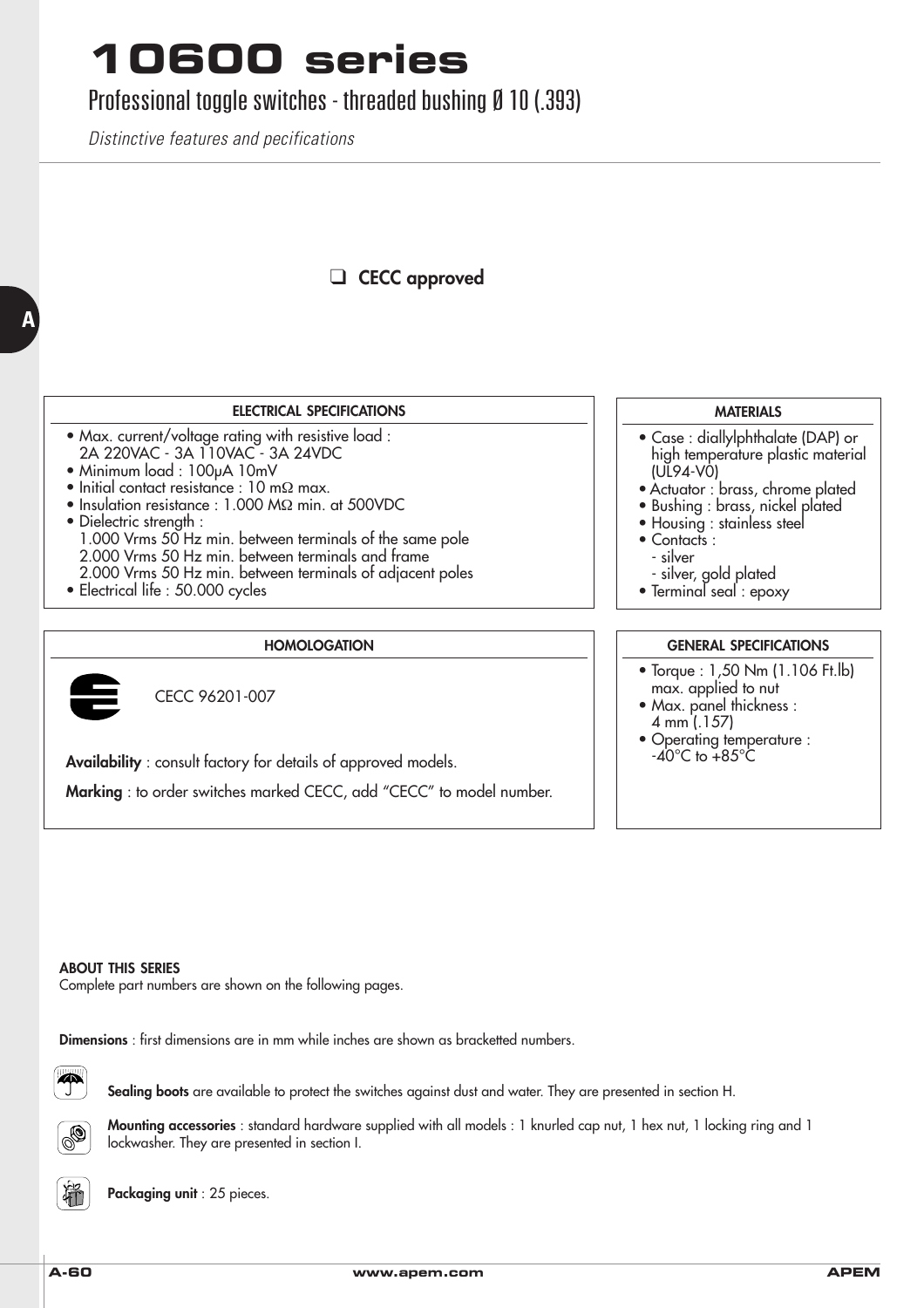# 10600 series

## Professional toggle switches - threaded bushing Ø 10 (.393)

*Distinctive features and pecifications*

❑ **CECC approved**

### ELECTRICAL SPECIFICATIONS

- Max. current/voltage rating with resistive load :
  2A 220VAC - 3A 110VAC - 3A 24VDC
- Minimum load : 100µA 10mV
- Initial contact resistance : 10 mΩ max.
- Insulation resistance : 1.000 MΩ min. at 500VDC
- Dielectric strength :
  1.000 Vrms 50 Hz min. between terminals of the same pole
  2.000 Vrms 50 Hz min. between terminals and frame
  2.000 Vrms 50 Hz min. between terminals of adjacent poles
- Electrical life : 50.000 cycles

### MATERIALS

- Case : diallylphthalate (DAP) or high temperature plastic material (UL94-V0)
- Actuator : brass, chrome plated
- Bushing : brass, nickel plated
- Housing : stainless steel
- Contacts :
  - silver
  - silver, gold plated
- Terminal seal : epoxy

### HOMOLOGATION

CECC 96201-007

**Availability** : consult factory for details of approved models.

**Marking** : to order switches marked CECC, add “CECC” to model number.

### GENERAL SPECIFICATIONS

- Torque : 1,50 Nm (1.106 Ft.lb) max. applied to nut
- Max. panel thickness : 4 mm (.157)
- Operating temperature : -40°C to +85°C

### ABOUT THIS SERIES

Complete part numbers are shown on the following pages.

**Dimensions** : first dimensions are in mm while inches are shown as bracketted numbers.

**Sealing boots** are available to protect the switches against dust and water. They are presented in section H.

**Mounting accessories** : standard hardware supplied with all models : 1 knurled cap nut, 1 hex nut, 1 locking ring and 1 lockwasher. They are presented in section I.

**Packaging unit** : 25 pieces.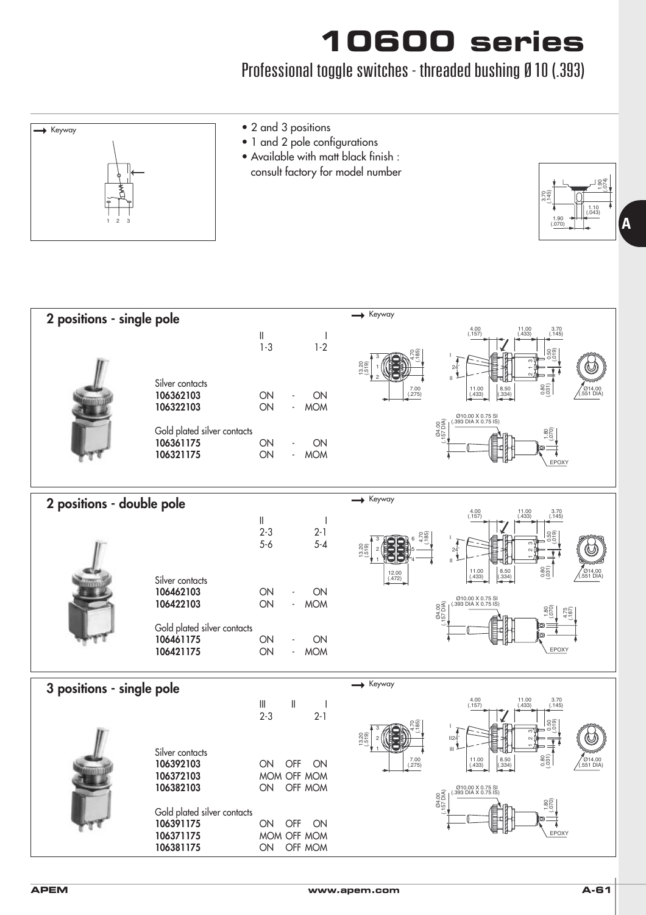# 10600 series

## Professional toggle switches - threaded bushing Ø 10 (.393)

- 2 and 3 positions
- 1 and 2 pole configurations
- Available with matt black finish : consult factory for model number

## 2 positions - single pole

| | II | I |
|---|---|---|
| | 1-3 | 1-2 |
| **Silver contacts** | | |
| **106362103** | ON - | ON |
| **106322103** | ON - | MOM |
| **Gold plated silver contacts** | | |
| **106361175** | ON - | ON |
| **106321175** | ON - | MOM |

## 2 positions - double pole

| | II | I |
|---|---|---|
| | 2-3 | 2-1 |
| | 5-6 | 5-4 |
| **Silver contacts** | | |
| **106462103** | ON - | ON |
| **106422103** | ON - | MOM |
| **Gold plated silver contacts** | | |
| **106461175** | ON - | ON |
| **106421175** | ON - | MOM |

## 3 positions - single pole

| | III | II | I |
|---|---|---|---|
| | 2-3 | | 2-1 |
| **Silver contacts** | | | |
| **106392103** | ON | OFF | ON |
| **106372103** | MOM | OFF | MOM |
| **106382103** | ON | OFF | MOM |
| **Gold plated silver contacts** | | | |
| **106391175** | ON | OFF | ON |
| **106371175** | MOM | OFF | MOM |
| **106381175** | ON | OFF | MOM |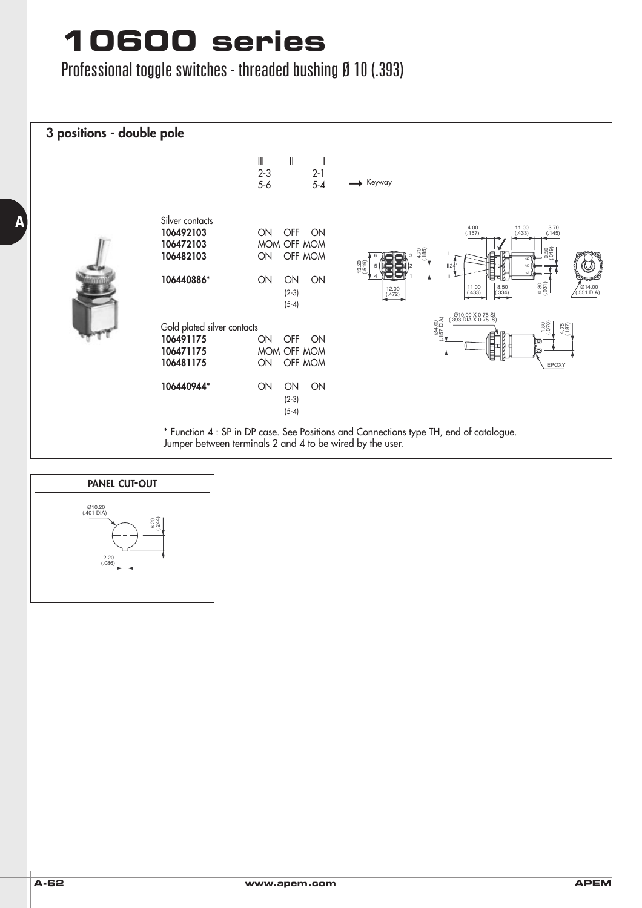# 10600 series

Professional toggle switches - threaded bushing Ø 10 (.393)

## 3 positions - double pole

| | III | II | I |
|---|---|---|---|
| | 2-3 | | 2-1 |
| | 5-6 | | 5-4 |
| **Silver contacts** | | | |
| **106492103** | ON | OFF | ON |
| **106472103** | MOM | OFF | MOM |
| **106482103** | ON | OFF | MOM |
| **106440886*** | ON | ON (2-3) (5-4) | ON |
| **Gold plated silver contacts** | | | |
| **106491175** | ON | OFF | ON |
| **106471175** | MOM | OFF | MOM |
| **106481175** | ON | OFF | MOM |
| **106440944*** | ON | ON (2-3) (5-4) | ON |

→ Keyway

4.00 (.157)
11.00 (.433)
3.70 (.145)
0.50 (.019)
13.20 (.519)
4.70 (.185)
12.00 (.472)
24°
11.00 (.433)
8.50 (.334)
0.80 (.031)
Ø14.00 (.551 DIA)
Ø10.00 X 0.75 SI (.393 DIA X 0.75 IS)
Ø4.00 (.157 DIA)
1.80 (.070)
4.75 (.187)
EPOXY

* Function 4 : SP in DP case. See Positions and Connections type TH, end of catalogue.
Jumper between terminals 2 and 4 to be wired by the user.

### PANEL CUT-OUT

Ø10.20 (.401 DIA)
6.20 (.244)
2.20 (.086)